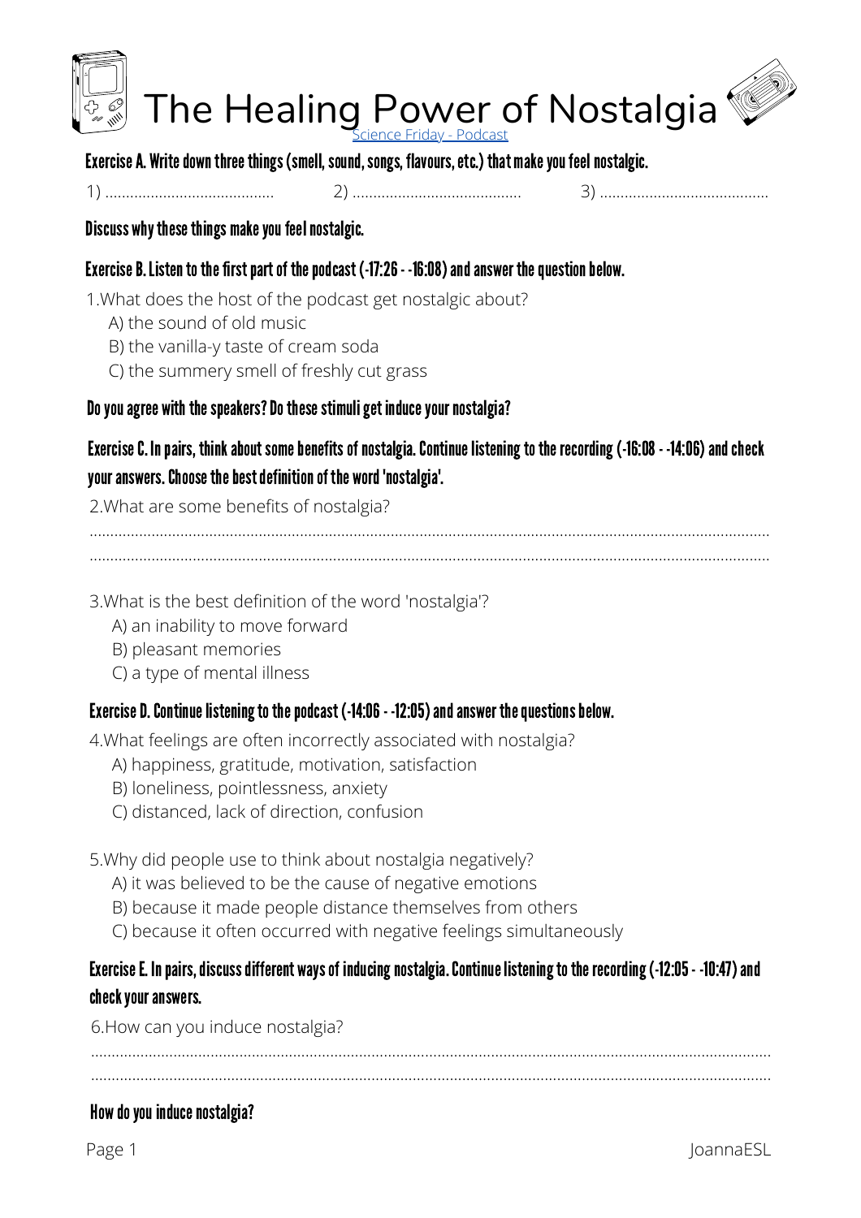# The Healing Power of Nostalgia

Science Friday - Podcast

**Exercise A. Write down three things (smell, sound, songs, flavours, etc.) that make you feel nostalgic.**

1) ........................................ 2) ........................................ 3) ........................................

**Discuss why these things make you feel nostalgic.**

**Exercise B. Listen to the first part of the podcast (-17:26 - -16:08) and answer the question below.**

1.What does the host of the podcast get nostalgic about?

A) the sound of old music
B) the vanilla-y taste of cream soda
C) the summery smell of freshly cut grass

**Do you agree with the speakers? Do these stimuli get induce your nostalgia?**

**Exercise C. In pairs, think about some benefits of nostalgia. Continue listening to the recording (-16:08 - -14:06) and check your answers. Choose the best definition of the word 'nostalgia'.**

2.What are some benefits of nostalgia?

..................................................................................................................................................................

..................................................................................................................................................................

3.What is the best definition of the word 'nostalgia'?

A) an inability to move forward
B) pleasant memories
C) a type of mental illness

**Exercise D. Continue listening to the podcast (-14:06 - -12:05) and answer the questions below.**

4.What feelings are often incorrectly associated with nostalgia?

A) happiness, gratitude, motivation, satisfaction
B) loneliness, pointlessness, anxiety
C) distanced, lack of direction, confusion

5.Why did people use to think about nostalgia negatively?

A) it was believed to be the cause of negative emotions
B) because it made people distance themselves from others
C) because it often occurred with negative feelings simultaneously

**Exercise E. In pairs, discuss different ways of inducing nostalgia. Continue listening to the recording (-12:05 - -10:47) and check your answers.**

6.How can you induce nostalgia?

..................................................................................................................................................................

..................................................................................................................................................................

**How do you induce nostalgia?**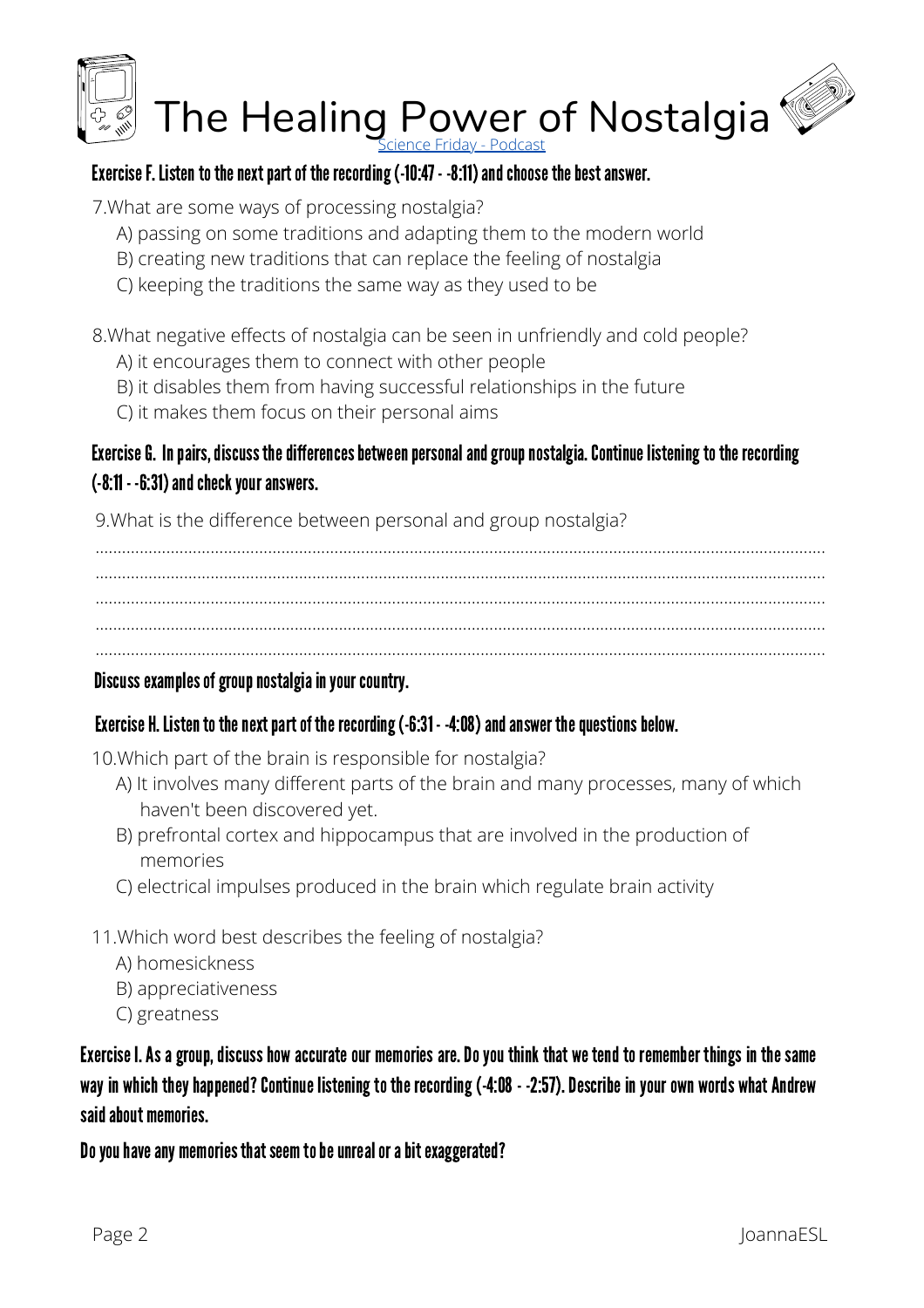# The Healing Power of Nostalgia

Science Friday - Podcast

**Exercise F. Listen to the next part of the recording (-10:47 - -8:11) and choose the best answer.**

7. What are some ways of processing nostalgia?
   A) passing on some traditions and adapting them to the modern world
   B) creating new traditions that can replace the feeling of nostalgia
   C) keeping the traditions the same way as they used to be

8. What negative effects of nostalgia can be seen in unfriendly and cold people?
   A) it encourages them to connect with other people
   B) it disables them from having successful relationships in the future
   C) it makes them focus on their personal aims

**Exercise G. In pairs, discuss the differences between personal and group nostalgia. Continue listening to the recording (-8:11 - -6:31) and check your answers.**

9. What is the difference between personal and group nostalgia?

.......................................................................................................................................................
.......................................................................................................................................................
.......................................................................................................................................................
.......................................................................................................................................................
.......................................................................................................................................................

**Discuss examples of group nostalgia in your country.**

**Exercise H. Listen to the next part of the recording (-6:31 - -4:08) and answer the questions below.**

10. Which part of the brain is responsible for nostalgia?
    A) It involves many different parts of the brain and many processes, many of which haven't been discovered yet.
    B) prefrontal cortex and hippocampus that are involved in the production of memories
    C) electrical impulses produced in the brain which regulate brain activity

11. Which word best describes the feeling of nostalgia?
    A) homesickness
    B) appreciativeness
    C) greatness

**Exercise I. As a group, discuss how accurate our memories are. Do you think that we tend to remember things in the same way in which they happened? Continue listening to the recording (-4:08 - -2:57). Describe in your own words what Andrew said about memories.**

**Do you have any memories that seem to be unreal or a bit exaggerated?**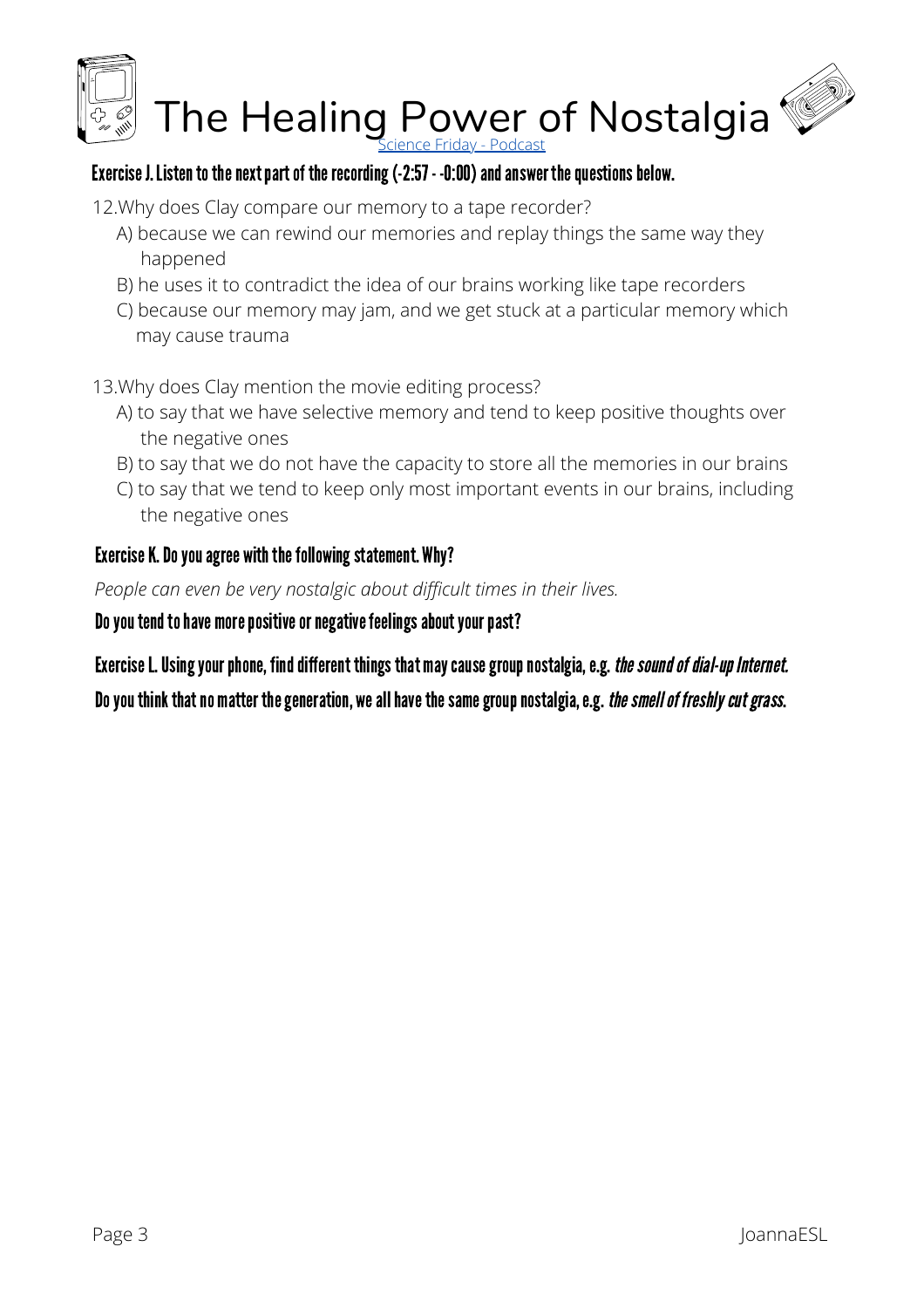# The Healing Power of Nostalgia

[Science Friday - Podcast]

**Exercise J. Listen to the next part of the recording (-2:57 - -0:00) and answer the questions below.**

12. Why does Clay compare our memory to a tape recorder?
   A) because we can rewind our memories and replay things the same way they happened
   B) he uses it to contradict the idea of our brains working like tape recorders
   C) because our memory may jam, and we get stuck at a particular memory which may cause trauma

13. Why does Clay mention the movie editing process?
   A) to say that we have selective memory and tend to keep positive thoughts over the negative ones
   B) to say that we do not have the capacity to store all the memories in our brains
   C) to say that we tend to keep only most important events in our brains, including the negative ones

**Exercise K. Do you agree with the following statement. Why?**

*People can even be very nostalgic about difficult times in their lives.*

**Do you tend to have more positive or negative feelings about your past?**

**Exercise L. Using your phone, find different things that may cause group nostalgia, e.g. *the sound of dial-up Internet.***

**Do you think that no matter the generation, we all have the same group nostalgia, e.g. *the smell of freshly cut grass.***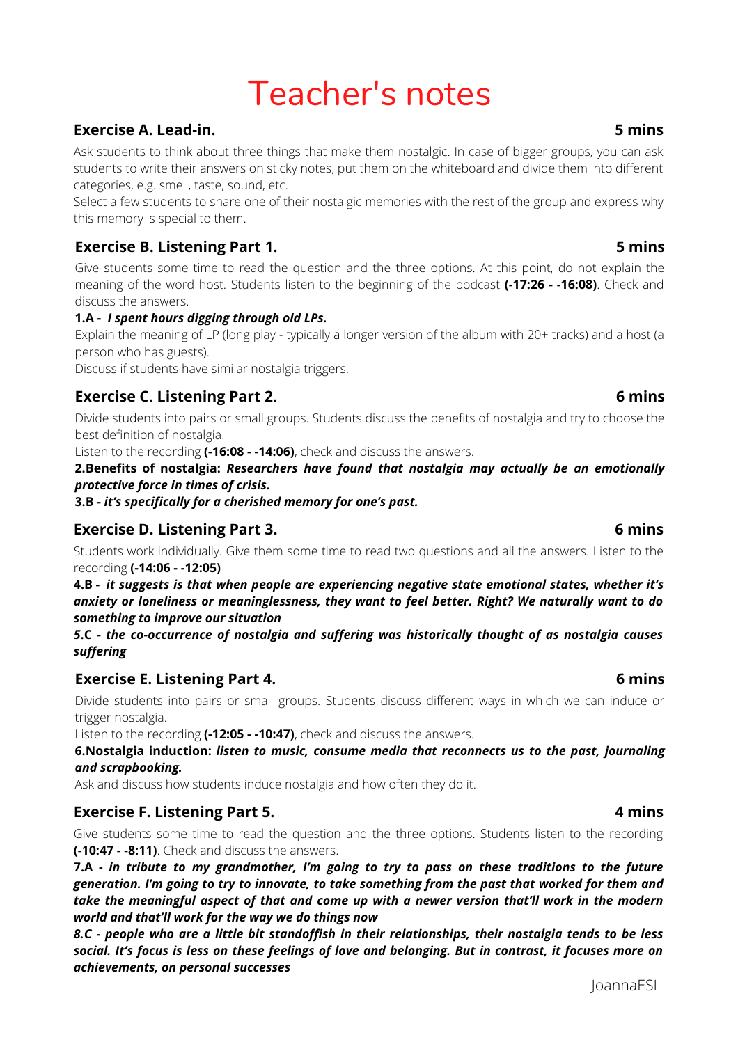# Teacher's notes

### Exercise A. Lead-in. 5 mins

Ask students to think about three things that make them nostalgic. In case of bigger groups, you can ask students to write their answers on sticky notes, put them on the whiteboard and divide them into different categories, e.g. smell, taste, sound, etc.

Select a few students to share one of their nostalgic memories with the rest of the group and express why this memory is special to them.

### Exercise B. Listening Part 1. 5 mins

Give students some time to read the question and the three options. At this point, do not explain the meaning of the word host. Students listen to the beginning of the podcast **(-17:26 - -16:08)**. Check and discuss the answers.

**1.A -** ***I spent hours digging through old LPs.***

Explain the meaning of LP (long play - typically a longer version of the album with 20+ tracks) and a host (a person who has guests).

Discuss if students have similar nostalgia triggers.

### Exercise C. Listening Part 2. 6 mins

Divide students into pairs or small groups. Students discuss the benefits of nostalgia and try to choose the best definition of nostalgia.

Listen to the recording **(-16:08 - -14:06)**, check and discuss the answers.

**2.Benefits of nostalgia:** ***Researchers have found that nostalgia may actually be an emotionally protective force in times of crisis.***

**3.B -** ***it's specifically for a cherished memory for one's past.***

### Exercise D. Listening Part 3. 6 mins

Students work individually. Give them some time to read two questions and all the answers. Listen to the recording **(-14:06 - -12:05)**

**4.B -** ***it suggests is that when people are experiencing negative state emotional states, whether it's anxiety or loneliness or meaninglessness, they want to feel better. Right? We naturally want to do something to improve our situation***

***5.C - the co-occurrence of nostalgia and suffering was historically thought of as nostalgia causes suffering***

### Exercise E. Listening Part 4. 6 mins

Divide students into pairs or small groups. Students discuss different ways in which we can induce or trigger nostalgia.

Listen to the recording **(-12:05 - -10:47)**, check and discuss the answers.

**6.Nostalgia induction:** ***listen to music, consume media that reconnects us to the past, journaling and scrapbooking.***

Ask and discuss how students induce nostalgia and how often they do it.

### Exercise F. Listening Part 5. 4 mins

Give students some time to read the question and the three options. Students listen to the recording **(-10:47 - -8:11)**. Check and discuss the answers.

**7.A -** ***in tribute to my grandmother, I'm going to try to pass on these traditions to the future generation. I'm going to try to innovate, to take something from the past that worked for them and take the meaningful aspect of that and come up with a newer version that'll work in the modern world and that'll work for the way we do things now***

***8.C - people who are a little bit standoffish in their relationships, their nostalgia tends to be less social. It's focus is less on these feelings of love and belonging. But in contrast, it focuses more on achievements, on personal successes***

JoannaESL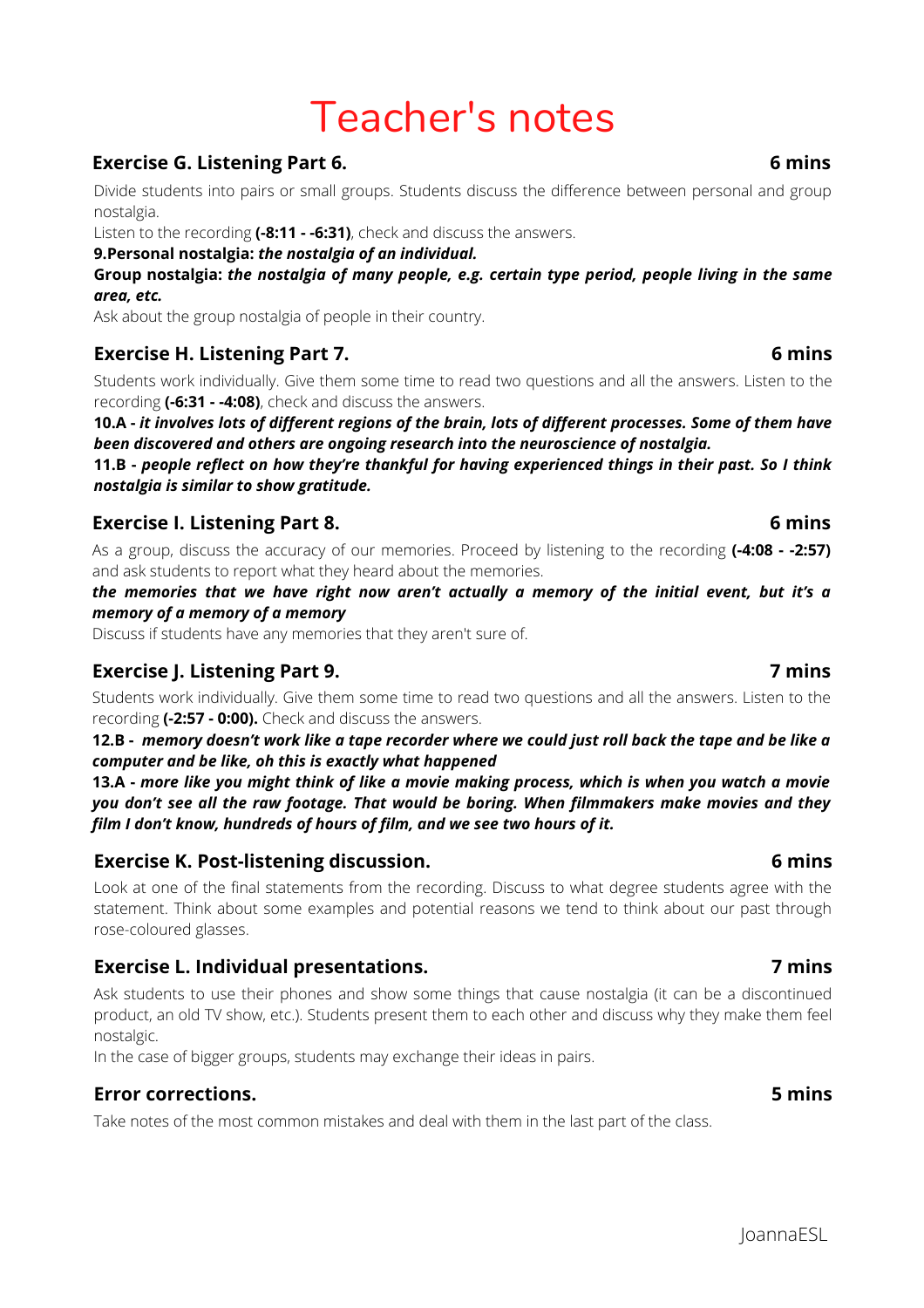# Teacher's notes

### Exercise G. Listening Part 6. 6 mins

Divide students into pairs or small groups. Students discuss the difference between personal and group nostalgia.

Listen to the recording **(-8:11 - -6:31)**, check and discuss the answers.

**9.Personal nostalgia:** ***the nostalgia of an individual.***

**Group nostalgia:** ***the nostalgia of many people, e.g. certain type period, people living in the same area, etc.***

Ask about the group nostalgia of people in their country.

### Exercise H. Listening Part 7. 6 mins

Students work individually. Give them some time to read two questions and all the answers. Listen to the recording **(-6:31 - -4:08)**, check and discuss the answers.

**10.A -** ***it involves lots of different regions of the brain, lots of different processes. Some of them have been discovered and others are ongoing research into the neuroscience of nostalgia.***

**11.B -** ***people reflect on how they're thankful for having experienced things in their past. So I think nostalgia is similar to show gratitude.***

### Exercise I. Listening Part 8. 6 mins

As a group, discuss the accuracy of our memories. Proceed by listening to the recording **(-4:08 - -2:57)** and ask students to report what they heard about the memories.

***the memories that we have right now aren't actually a memory of the initial event, but it's a memory of a memory of a memory***

Discuss if students have any memories that they aren't sure of.

### Exercise J. Listening Part 9. 7 mins

Students work individually. Give them some time to read two questions and all the answers. Listen to the recording **(-2:57 - 0:00).** Check and discuss the answers.

**12.B -** ***memory doesn't work like a tape recorder where we could just roll back the tape and be like a computer and be like, oh this is exactly what happened***

**13.A -** ***more like you might think of like a movie making process, which is when you watch a movie you don't see all the raw footage. That would be boring. When filmmakers make movies and they film I don't know, hundreds of hours of film, and we see two hours of it.***

### Exercise K. Post-listening discussion. 6 mins

Look at one of the final statements from the recording. Discuss to what degree students agree with the statement. Think about some examples and potential reasons we tend to think about our past through rose-coloured glasses.

### Exercise L. Individual presentations. 7 mins

Ask students to use their phones and show some things that cause nostalgia (it can be a discontinued product, an old TV show, etc.). Students present them to each other and discuss why they make them feel nostalgic.

In the case of bigger groups, students may exchange their ideas in pairs.

### Error corrections. 5 mins

Take notes of the most common mistakes and deal with them in the last part of the class.